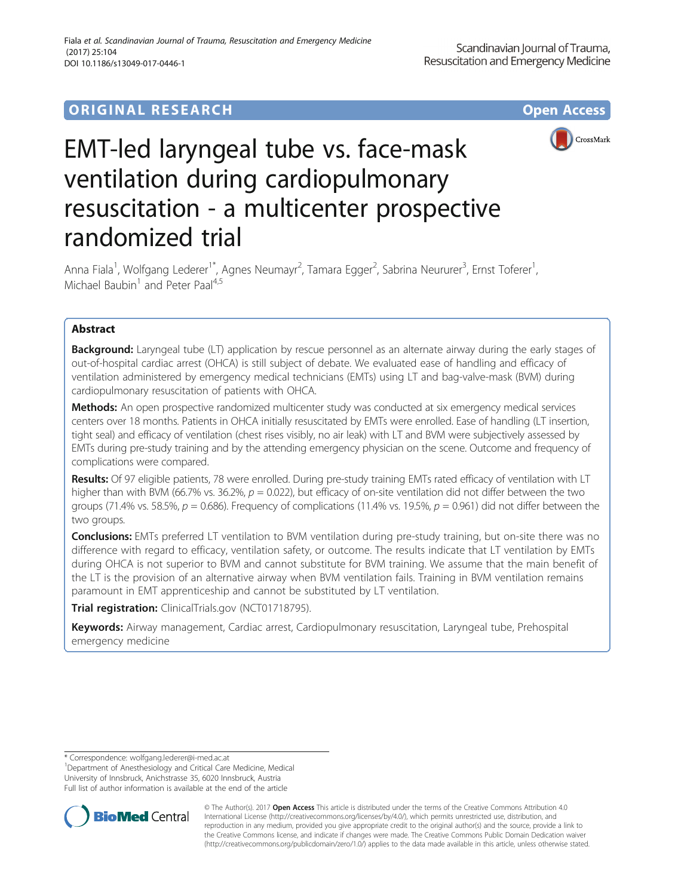ORIGINAL RESEARCH Open Access

# EMT-led laryngeal tube vs. face-mask ventilation during cardiopulmonary resuscitation - a multicenter prospective randomized trial

Anna Fiala[1], Wolfgang Lederer[1*], Agnes Neumayr[2], Tamara Egger[2], Sabrina Neururer[3], Ernst Toferer[1], Michael Baubin[1] and Peter Paal[4,5]

## Abstract

**Background:** Laryngeal tube (LT) application by rescue personnel as an alternate airway during the early stages of out-of-hospital cardiac arrest (OHCA) is still subject of debate. We evaluated ease of handling and efficacy of ventilation administered by emergency medical technicians (EMTs) using LT and bag-valve-mask (BVM) during cardiopulmonary resuscitation of patients with OHCA.

**Methods:** An open prospective randomized multicenter study was conducted at six emergency medical services centers over 18 months. Patients in OHCA initially resuscitated by EMTs were enrolled. Ease of handling (LT insertion, tight seal) and efficacy of ventilation (chest rises visibly, no air leak) with LT and BVM were subjectively assessed by EMTs during pre-study training and by the attending emergency physician on the scene. Outcome and frequency of complications were compared.

**Results:** Of 97 eligible patients, 78 were enrolled. During pre-study training EMTs rated efficacy of ventilation with LT higher than with BVM (66.7% vs. 36.2%, $p = 0.022$), but efficacy of on-site ventilation did not differ between the two groups (71.4% vs. 58.5%, $p = 0.686$). Frequency of complications (11.4% vs. 19.5%, $p = 0.961$) did not differ between the two groups.

**Conclusions:** EMTs preferred LT ventilation to BVM ventilation during pre-study training, but on-site there was no difference with regard to efficacy, ventilation safety, or outcome. The results indicate that LT ventilation by EMTs during OHCA is not superior to BVM and cannot substitute for BVM training. We assume that the main benefit of the LT is the provision of an alternative airway when BVM ventilation fails. Training in BVM ventilation remains paramount in EMT apprenticeship and cannot be substituted by LT ventilation.

**Trial registration:** ClinicalTrials.gov (NCT01718795).

**Keywords:** Airway management, Cardiac arrest, Cardiopulmonary resuscitation, Laryngeal tube, Prehospital emergency medicine

\* Correspondence: wolfgang.lederer@i-med.ac.at
[1]Department of Anesthesiology and Critical Care Medicine, Medical University of Innsbruck, Anichstrasse 35, 6020 Innsbruck, Austria
Full list of author information is available at the end of the article

© The Author(s). 2017 **Open Access** This article is distributed under the terms of the Creative Commons Attribution 4.0 International License (http://creativecommons.org/licenses/by/4.0/), which permits unrestricted use, distribution, and reproduction in any medium, provided you give appropriate credit to the original author(s) and the source, provide a link to the Creative Commons license, and indicate if changes were made. The Creative Commons Public Domain Dedication waiver (http://creativecommons.org/publicdomain/zero/1.0/) applies to the data made available in this article, unless otherwise stated.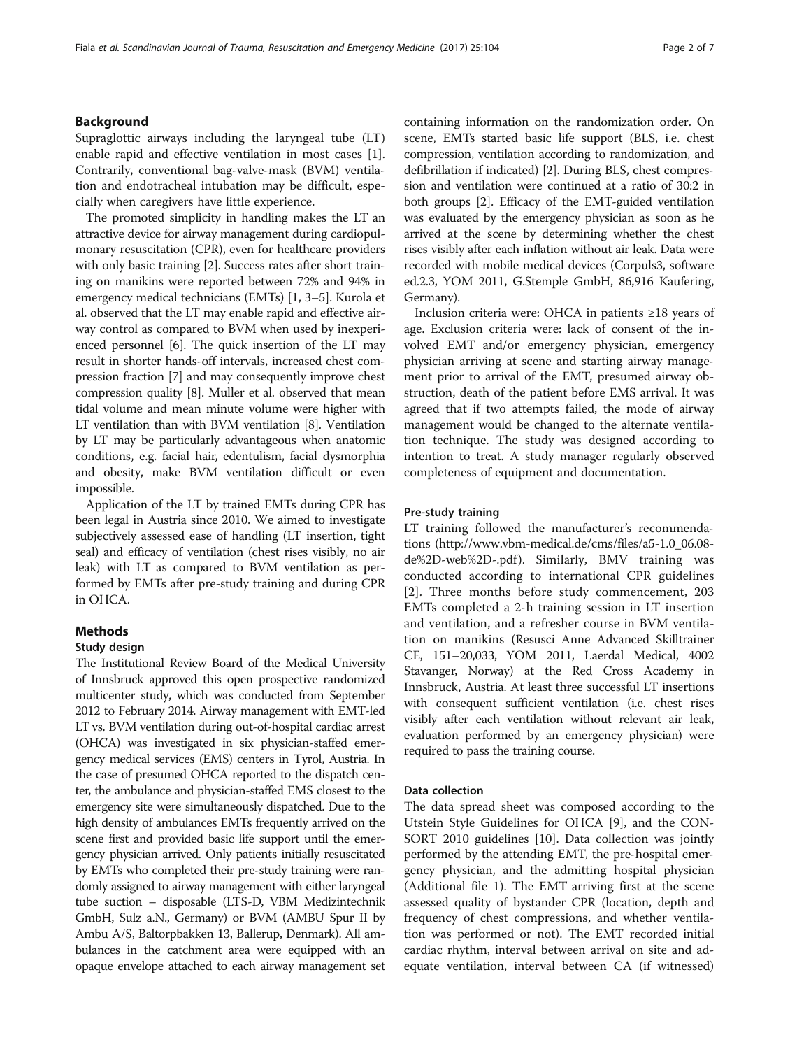## Background

Supraglottic airways including the laryngeal tube (LT) enable rapid and effective ventilation in most cases [1]. Contrarily, conventional bag-valve-mask (BVM) ventilation and endotracheal intubation may be difficult, especially when caregivers have little experience.

The promoted simplicity in handling makes the LT an attractive device for airway management during cardiopulmonary resuscitation (CPR), even for healthcare providers with only basic training [2]. Success rates after short training on manikins were reported between 72% and 94% in emergency medical technicians (EMTs) [1, 3–5]. Kurola et al. observed that the LT may enable rapid and effective airway control as compared to BVM when used by inexperienced personnel [6]. The quick insertion of the LT may result in shorter hands-off intervals, increased chest compression fraction [7] and may consequently improve chest compression quality [8]. Muller et al. observed that mean tidal volume and mean minute volume were higher with LT ventilation than with BVM ventilation [8]. Ventilation by LT may be particularly advantageous when anatomic conditions, e.g. facial hair, edentulism, facial dysmorphia and obesity, make BVM ventilation difficult or even impossible.

Application of the LT by trained EMTs during CPR has been legal in Austria since 2010. We aimed to investigate subjectively assessed ease of handling (LT insertion, tight seal) and efficacy of ventilation (chest rises visibly, no air leak) with LT as compared to BVM ventilation as performed by EMTs after pre-study training and during CPR in OHCA.

## Methods

### Study design

The Institutional Review Board of the Medical University of Innsbruck approved this open prospective randomized multicenter study, which was conducted from September 2012 to February 2014. Airway management with EMT-led LT vs. BVM ventilation during out-of-hospital cardiac arrest (OHCA) was investigated in six physician-staffed emergency medical services (EMS) centers in Tyrol, Austria. In the case of presumed OHCA reported to the dispatch center, the ambulance and physician-staffed EMS closest to the emergency site were simultaneously dispatched. Due to the high density of ambulances EMTs frequently arrived on the scene first and provided basic life support until the emergency physician arrived. Only patients initially resuscitated by EMTs who completed their pre-study training were randomly assigned to airway management with either laryngeal tube suction – disposable (LTS-D, VBM Medizintechnik GmbH, Sulz a.N., Germany) or BVM (AMBU Spur II by Ambu A/S, Baltorpbakken 13, Ballerup, Denmark). All ambulances in the catchment area were equipped with an opaque envelope attached to each airway management set containing information on the randomization order. On scene, EMTs started basic life support (BLS, i.e. chest compression, ventilation according to randomization, and defibrillation if indicated) [2]. During BLS, chest compression and ventilation were continued at a ratio of 30:2 in both groups [2]. Efficacy of the EMT-guided ventilation was evaluated by the emergency physician as soon as he arrived at the scene by determining whether the chest rises visibly after each inflation without air leak. Data were recorded with mobile medical devices (Corpuls3, software ed.2.3, YOM 2011, G.Stemple GmbH, 86,916 Kaufering, Germany).

Inclusion criteria were: OHCA in patients ≥18 years of age. Exclusion criteria were: lack of consent of the involved EMT and/or emergency physician, emergency physician arriving at scene and starting airway management prior to arrival of the EMT, presumed airway obstruction, death of the patient before EMS arrival. It was agreed that if two attempts failed, the mode of airway management would be changed to the alternate ventilation technique. The study was designed according to intention to treat. A study manager regularly observed completeness of equipment and documentation.

### Pre-study training

LT training followed the manufacturer's recommendations (http://www.vbm-medical.de/cms/files/a5-1.0_06.08-de%2D-web%2D-.pdf). Similarly, BMV training was conducted according to international CPR guidelines [2]. Three months before study commencement, 203 EMTs completed a 2-h training session in LT insertion and ventilation, and a refresher course in BVM ventilation on manikins (Resusci Anne Advanced Skilltrainer CE, 151–20,033, YOM 2011, Laerdal Medical, 4002 Stavanger, Norway) at the Red Cross Academy in Innsbruck, Austria. At least three successful LT insertions with consequent sufficient ventilation (i.e. chest rises visibly after each ventilation without relevant air leak, evaluation performed by an emergency physician) were required to pass the training course.

### Data collection

The data spread sheet was composed according to the Utstein Style Guidelines for OHCA [9], and the CONSORT 2010 guidelines [10]. Data collection was jointly performed by the attending EMT, the pre-hospital emergency physician, and the admitting hospital physician (Additional file 1). The EMT arriving first at the scene assessed quality of bystander CPR (location, depth and frequency of chest compressions, and whether ventilation was performed or not). The EMT recorded initial cardiac rhythm, interval between arrival on site and adequate ventilation, interval between CA (if witnessed)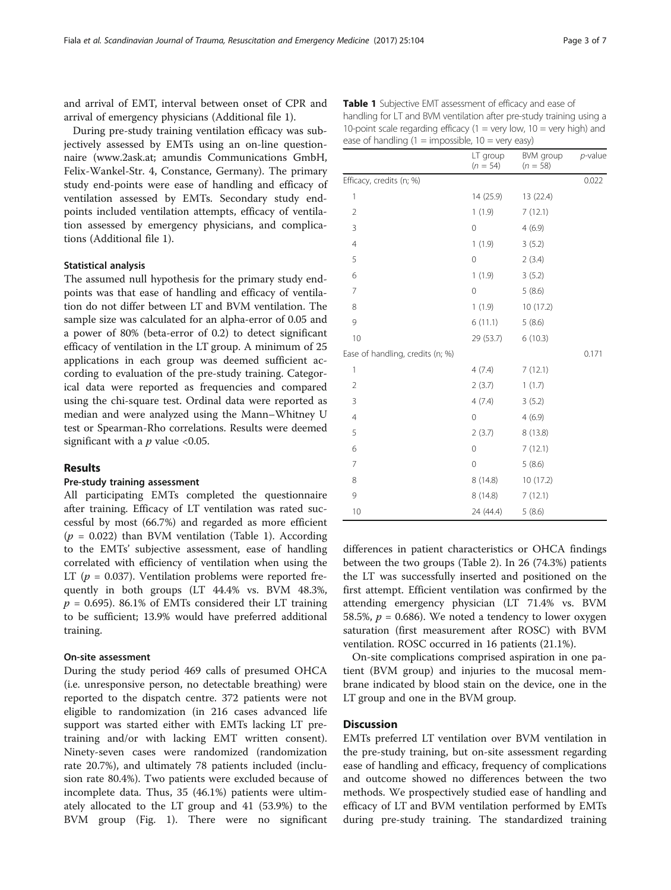and arrival of EMT, interval between onset of CPR and arrival of emergency physicians (Additional file 1).

During pre-study training ventilation efficacy was subjectively assessed by EMTs using an on-line questionnaire (www.2ask.at; amundis Communications GmbH, Felix-Wankel-Str. 4, Constance, Germany). The primary study end-points were ease of handling and efficacy of ventilation assessed by EMTs. Secondary study end-points included ventilation attempts, efficacy of ventilation assessed by emergency physicians, and complications (Additional file 1).

### Statistical analysis

The assumed null hypothesis for the primary study end-points was that ease of handling and efficacy of ventilation do not differ between LT and BVM ventilation. The sample size was calculated for an alpha-error of 0.05 and a power of 80% (beta-error of 0.2) to detect significant efficacy of ventilation in the LT group. A minimum of 25 applications in each group was deemed sufficient according to evaluation of the pre-study training. Categorical data were reported as frequencies and compared using the chi-square test. Ordinal data were reported as median and were analyzed using the Mann–Whitney U test or Spearman-Rho correlations. Results were deemed significant with a $p$ value <0.05.

## Results

### Pre-study training assessment

All participating EMTs completed the questionnaire after training. Efficacy of LT ventilation was rated successful by most (66.7%) and regarded as more efficient ($p$ = 0.022) than BVM ventilation (Table 1). According to the EMTs' subjective assessment, ease of handling correlated with efficiency of ventilation when using the LT ($p$ = 0.037). Ventilation problems were reported frequently in both groups (LT 44.4% vs. BVM 48.3%, $p$ = 0.695). 86.1% of EMTs considered their LT training to be sufficient; 13.9% would have preferred additional training.

### On-site assessment

During the study period 469 calls of presumed OHCA (i.e. unresponsive person, no detectable breathing) were reported to the dispatch centre. 372 patients were not eligible to randomization (in 216 cases advanced life support was started either with EMTs lacking LT pre-training and/or with lacking EMT written consent). Ninety-seven cases were randomized (randomization rate 20.7%), and ultimately 78 patients included (inclusion rate 80.4%). Two patients were excluded because of incomplete data. Thus, 35 (46.1%) patients were ultimately allocated to the LT group and 41 (53.9%) to the BVM group (Fig. 1). There were no significant differences in patient characteristics or OHCA findings between the two groups (Table 2). In 26 (74.3%) patients the LT was successfully inserted and positioned on the first attempt. Efficient ventilation was confirmed by the attending emergency physician (LT 71.4% vs. BVM 58.5%, $p$ = 0.686). We noted a tendency to lower oxygen saturation (first measurement after ROSC) with BVM ventilation. ROSC occurred in 16 patients (21.1%).

On-site complications comprised aspiration in one patient (BVM group) and injuries to the mucosal membrane indicated by blood stain on the device, one in the LT group and one in the BVM group.

**Table 1** Subjective EMT assessment of efficacy and ease of handling for LT and BVM ventilation after pre-study training using a 10-point scale regarding efficacy (1 = very low, 10 = very high) and ease of handling (1 = impossible, 10 = very easy)

| | LT group ($n$ = 54) | BVM group ($n$ = 58) | $p$-value |
|---|---|---|---|
| Efficacy, credits (n; %) | | | 0.022 |
| 1 | 14 (25.9) | 13 (22.4) | |
| 2 | 1 (1.9) | 7 (12.1) | |
| 3 | 0 | 4 (6.9) | |
| 4 | 1 (1.9) | 3 (5.2) | |
| 5 | 0 | 2 (3.4) | |
| 6 | 1 (1.9) | 3 (5.2) | |
| 7 | 0 | 5 (8.6) | |
| 8 | 1 (1.9) | 10 (17.2) | |
| 9 | 6 (11.1) | 5 (8.6) | |
| 10 | 29 (53.7) | 6 (10.3) | |
| Ease of handling, credits (n; %) | | | 0.171 |
| 1 | 4 (7.4) | 7 (12.1) | |
| 2 | 2 (3.7) | 1 (1.7) | |
| 3 | 4 (7.4) | 3 (5.2) | |
| 4 | 0 | 4 (6.9) | |
| 5 | 2 (3.7) | 8 (13.8) | |
| 6 | 0 | 7 (12.1) | |
| 7 | 0 | 5 (8.6) | |
| 8 | 8 (14.8) | 10 (17.2) | |
| 9 | 8 (14.8) | 7 (12.1) | |
| 10 | 24 (44.4) | 5 (8.6) | |

## Discussion

EMTs preferred LT ventilation over BVM ventilation in the pre-study training, but on-site assessment regarding ease of handling and efficacy, frequency of complications and outcome showed no differences between the two methods. We prospectively studied ease of handling and efficacy of LT and BVM ventilation performed by EMTs during pre-study training. The standardized training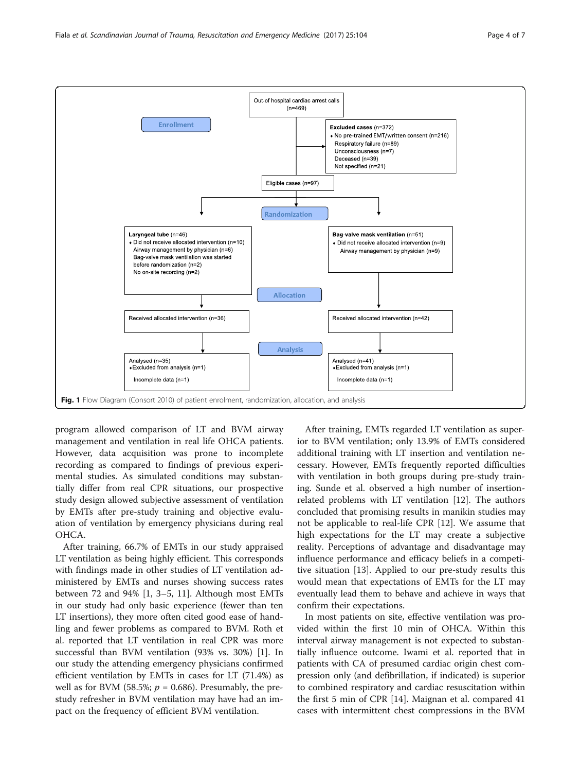Out-of-hospital cardiac arrest calls (n=469)

**Enrollment**

**Excluded cases** (n=372)
- No pre-trained EMT/written consent (n=216)
  - Respiratory failure (n=89)
  - Unconsciousness (n=7)
  - Deceased (n=39)
  - Not specified (n=21)

Eligible cases (n=97)

**Randomization**

**Laryngeal tube** (n=46)
- Did not receive allocated intervention (n=10)
  - Airway management by physician (n=6)
  - Bag-valve mask ventilation was started before randomization (n=2)
  - No on-site recording (n=2)

**Bag-valve mask ventilation** (n=51)
- Did not receive allocated intervention (n=9)
  - Airway management by physician (n=9)

**Allocation**

Received allocated intervention (n=36)

Received allocated intervention (n=42)

**Analysis**

Analysed (n=35)
- Excluded from analysis (n=1)
  - Incomplete data (n=1)

Analysed (n=41)
- Excluded from analysis (n=1)
  - Incomplete data (n=1)

**Fig. 1** Flow Diagram (Consort 2010) of patient enrolment, randomization, allocation, and analysis

program allowed comparison of LT and BVM airway management and ventilation in real life OHCA patients. However, data acquisition was prone to incomplete recording as compared to findings of previous experimental studies. As simulated conditions may substantially differ from real CPR situations, our prospective study design allowed subjective assessment of ventilation by EMTs after pre-study training and objective evaluation of ventilation by emergency physicians during real OHCA.

After training, 66.7% of EMTs in our study appraised LT ventilation as being highly efficient. This corresponds with findings made in other studies of LT ventilation administered by EMTs and nurses showing success rates between 72 and 94% [1, 3–5, 11]. Although most EMTs in our study had only basic experience (fewer than ten LT insertions), they more often cited good ease of handling and fewer problems as compared to BVM. Roth et al. reported that LT ventilation in real CPR was more successful than BVM ventilation (93% vs. 30%) [1]. In our study the attending emergency physicians confirmed efficient ventilation by EMTs in cases for LT (71.4%) as well as for BVM (58.5%; $p = 0.686$). Presumably, the pre-study refresher in BVM ventilation may have had an impact on the frequency of efficient BVM ventilation.

After training, EMTs regarded LT ventilation as superior to BVM ventilation; only 13.9% of EMTs considered additional training with LT insertion and ventilation necessary. However, EMTs frequently reported difficulties with ventilation in both groups during pre-study training. Sunde et al. observed a high number of insertion-related problems with LT ventilation [12]. The authors concluded that promising results in manikin studies may not be applicable to real-life CPR [12]. We assume that high expectations for the LT may create a subjective reality. Perceptions of advantage and disadvantage may influence performance and efficacy beliefs in a competitive situation [13]. Applied to our pre-study results this would mean that expectations of EMTs for the LT may eventually lead them to behave and achieve in ways that confirm their expectations.

In most patients on site, effective ventilation was provided within the first 10 min of OHCA. Within this interval airway management is not expected to substantially influence outcome. Iwami et al. reported that in patients with CA of presumed cardiac origin chest compression only (and defibrillation, if indicated) is superior to combined respiratory and cardiac resuscitation within the first 5 min of CPR [14]. Maignan et al. compared 41 cases with intermittent chest compressions in the BVM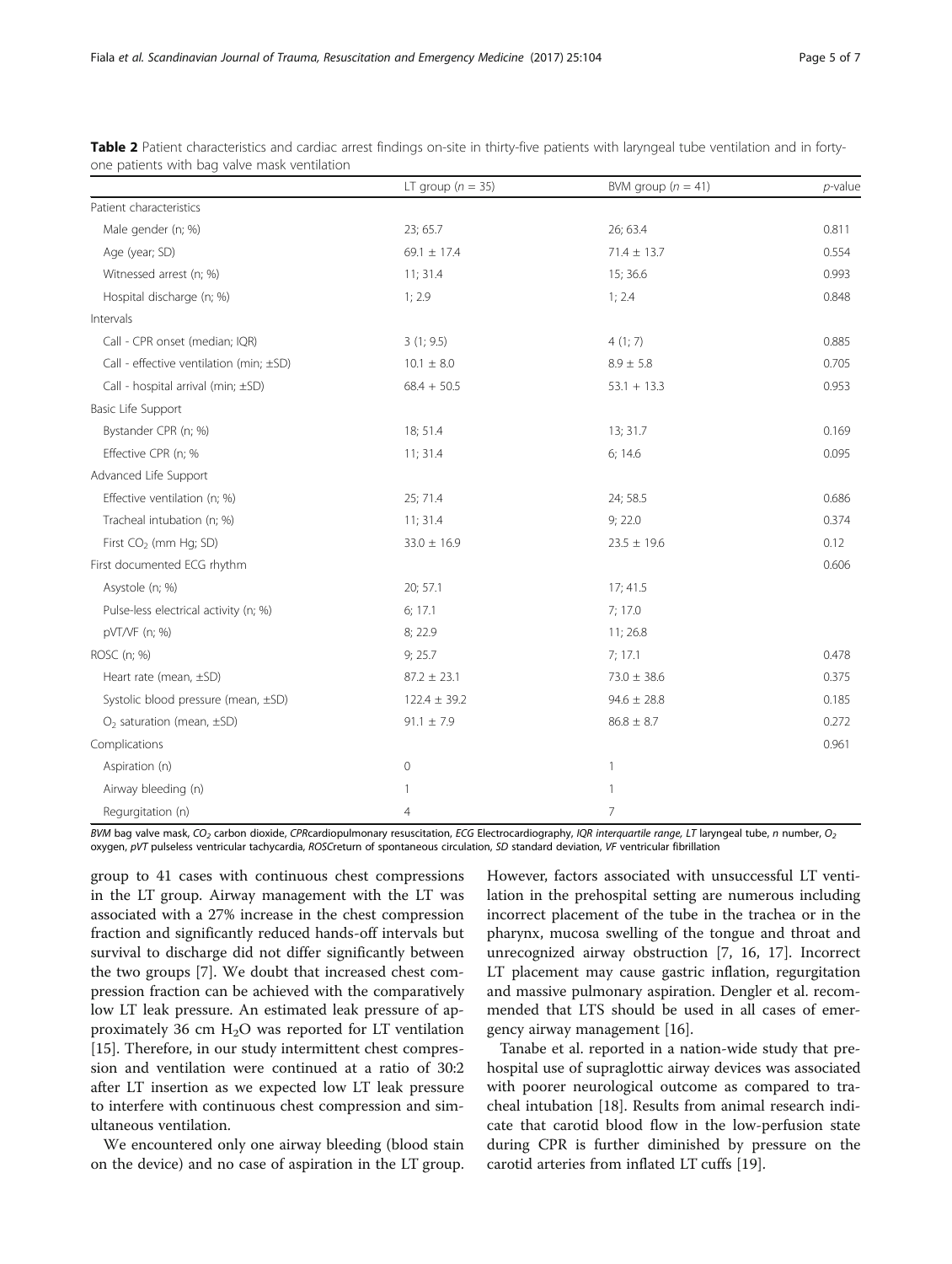**Table 2** Patient characteristics and cardiac arrest findings on-site in thirty-five patients with laryngeal tube ventilation and in forty-one patients with bag valve mask ventilation

| | LT group ($n = 35$) | BVM group ($n = 41$) | $p$-value |
|---|---|---|---|
| Patient characteristics | | | |
| Male gender (n; %) | 23; 65.7 | 26; 63.4 | 0.811 |
| Age (year; SD) | 69.1 ± 17.4 | 71.4 ± 13.7 | 0.554 |
| Witnessed arrest (n; %) | 11; 31.4 | 15; 36.6 | 0.993 |
| Hospital discharge (n; %) | 1; 2.9 | 1; 2.4 | 0.848 |
| Intervals | | | |
| Call - CPR onset (median; IQR) | 3 (1; 9.5) | 4 (1; 7) | 0.885 |
| Call - effective ventilation (min; ±SD) | 10.1 ± 8.0 | 8.9 ± 5.8 | 0.705 |
| Call - hospital arrival (min; ±SD) | 68.4 + 50.5 | 53.1 + 13.3 | 0.953 |
| Basic Life Support | | | |
| Bystander CPR (n; %) | 18; 51.4 | 13; 31.7 | 0.169 |
| Effective CPR (n; % | 11; 31.4 | 6; 14.6 | 0.095 |
| Advanced Life Support | | | |
| Effective ventilation (n; %) | 25; 71.4 | 24; 58.5 | 0.686 |
| Tracheal intubation (n; %) | 11; 31.4 | 9; 22.0 | 0.374 |
| First $CO_2$ (mm Hg; SD) | 33.0 ± 16.9 | 23.5 ± 19.6 | 0.12 |
| First documented ECG rhythm | | | 0.606 |
| Asystole (n; %) | 20; 57.1 | 17; 41.5 | |
| Pulse-less electrical activity (n; %) | 6; 17.1 | 7; 17.0 | |
| pVT/VF (n; %) | 8; 22.9 | 11; 26.8 | |
| ROSC (n; %) | 9; 25.7 | 7; 17.1 | 0.478 |
| Heart rate (mean, ±SD) | 87.2 ± 23.1 | 73.0 ± 38.6 | 0.375 |
| Systolic blood pressure (mean, ±SD) | 122.4 ± 39.2 | 94.6 ± 28.8 | 0.185 |
| $O_2$ saturation (mean, ±SD) | 91.1 ± 7.9 | 86.8 ± 8.7 | 0.272 |
| Complications | | | 0.961 |
| Aspiration (n) | 0 | 1 | |
| Airway bleeding (n) | 1 | 1 | |
| Regurgitation (n) | 4 | 7 | |

*BVM* bag valve mask, $CO_2$ carbon dioxide, *CPR*cardiopulmonary resuscitation, *ECG* Electrocardiography, *IQR interquartile range, LT laryngeal tube, n* number, $O_2$ oxygen, *pVT* pulseless ventricular tachycardia, *ROSC*return of spontaneous circulation, *SD* standard deviation, *VF* ventricular fibrillation

group to 41 cases with continuous chest compressions in the LT group. Airway management with the LT was associated with a 27% increase in the chest compression fraction and significantly reduced hands-off intervals but survival to discharge did not differ significantly between the two groups [7]. We doubt that increased chest compression fraction can be achieved with the comparatively low LT leak pressure. An estimated leak pressure of approximately 36 cm $H_2O$ was reported for LT ventilation [15]. Therefore, in our study intermittent chest compression and ventilation were continued at a ratio of 30:2 after LT insertion as we expected low LT leak pressure to interfere with continuous chest compression and simultaneous ventilation.

We encountered only one airway bleeding (blood stain on the device) and no case of aspiration in the LT group. However, factors associated with unsuccessful LT ventilation in the prehospital setting are numerous including incorrect placement of the tube in the trachea or in the pharynx, mucosa swelling of the tongue and throat and unrecognized airway obstruction [7, 16, 17]. Incorrect LT placement may cause gastric inflation, regurgitation and massive pulmonary aspiration. Dengler et al. recommended that LTS should be used in all cases of emergency airway management [16].

Tanabe et al. reported in a nation-wide study that prehospital use of supraglottic airway devices was associated with poorer neurological outcome as compared to tracheal intubation [18]. Results from animal research indicate that carotid blood flow in the low-perfusion state during CPR is further diminished by pressure on the carotid arteries from inflated LT cuffs [19].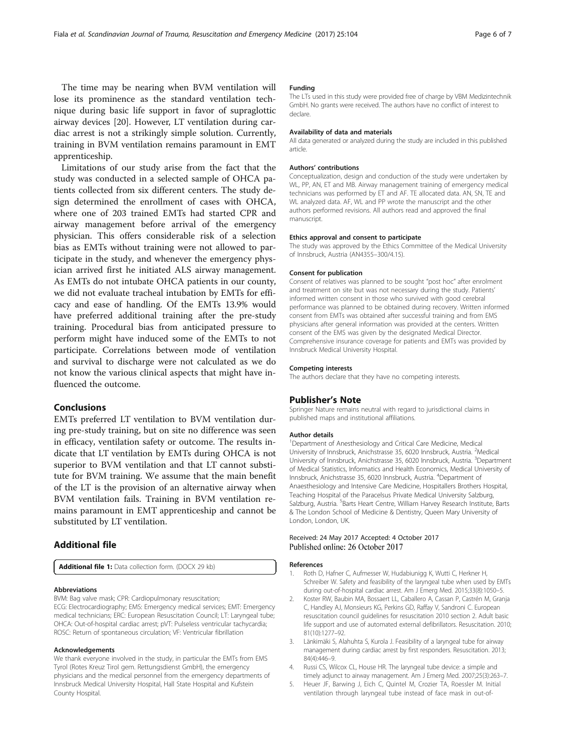The time may be nearing when BVM ventilation will lose its prominence as the standard ventilation technique during basic life support in favor of supraglottic airway devices [20]. However, LT ventilation during cardiac arrest is not a strikingly simple solution. Currently, training in BVM ventilation remains paramount in EMT apprenticeship.

Limitations of our study arise from the fact that the study was conducted in a selected sample of OHCA patients collected from six different centers. The study design determined the enrollment of cases with OHCA, where one of 203 trained EMTs had started CPR and airway management before arrival of the emergency physician. This offers considerable risk of a selection bias as EMTs without training were not allowed to participate in the study, and whenever the emergency physician arrived first he initiated ALS airway management. As EMTs do not intubate OHCA patients in our county, we did not evaluate tracheal intubation by EMTs for efficacy and ease of handling. Of the EMTs 13.9% would have preferred additional training after the pre-study training. Procedural bias from anticipated pressure to perform might have induced some of the EMTs to not participate. Correlations between mode of ventilation and survival to discharge were not calculated as we do not know the various clinical aspects that might have influenced the outcome.

## Conclusions

EMTs preferred LT ventilation to BVM ventilation during pre-study training, but on site no difference was seen in efficacy, ventilation safety or outcome. The results indicate that LT ventilation by EMTs during OHCA is not superior to BVM ventilation and that LT cannot substitute for BVM training. We assume that the main benefit of the LT is the provision of an alternative airway when BVM ventilation fails. Training in BVM ventilation remains paramount in EMT apprenticeship and cannot be substituted by LT ventilation.

## Additional file

**Additional file 1:** Data collection form. (DOCX 29 kb)

#### Abbreviations

BVM: Bag valve mask; CPR: Cardiopulmonary resuscitation; ECG: Electrocardiography; EMS: Emergency medical services; EMT: Emergency medical technicians; ERC: European Resuscitation Council; LT: Laryngeal tube; OHCA: Out-of-hospital cardiac arrest; pVT: Pulseless ventricular tachycardia; ROSC: Return of spontaneous circulation; VF: Ventricular fibrillation

#### Acknowledgements

We thank everyone involved in the study, in particular the EMTs from EMS Tyrol (Rotes Kreuz Tirol gem. Rettungsdienst GmbH), the emergency physicians and the medical personnel from the emergency departments of Innsbruck Medical University Hospital, Hall State Hospital and Kufstein County Hospital.

#### Funding

The LTs used in this study were provided free of charge by VBM Medizintechnik GmbH. No grants were received. The authors have no conflict of interest to declare.

#### Availability of data and materials

All data generated or analyzed during the study are included in this published article.

#### Authors' contributions

Conceptualization, design and conduction of the study were undertaken by WL, PP, AN, ET and MB. Airway management training of emergency medical technicians was performed by ET and AF. TE allocated data. AN, SN, TE and WL analyzed data. AF, WL and PP wrote the manuscript and the other authors performed revisions. All authors read and approved the final manuscript.

#### Ethics approval and consent to participate

The study was approved by the Ethics Committee of the Medical University of Innsbruck, Austria (AN4355–300/4.15).

#### Consent for publication

Consent of relatives was planned to be sought "post hoc" after enrolment and treatment on site but was not necessary during the study. Patients' informed written consent in those who survived with good cerebral performance was planned to be obtained during recovery. Written informed consent from EMTs was obtained after successful training and from EMS physicians after general information was provided at the centers. Written consent of the EMS was given by the designated Medical Director. Comprehensive insurance coverage for patients and EMTs was provided by Innsbruck Medical University Hospital.

#### Competing interests

The authors declare that they have no competing interests.

## Publisher's Note

Springer Nature remains neutral with regard to jurisdictional claims in published maps and institutional affiliations.

#### Author details

[1]Department of Anesthesiology and Critical Care Medicine, Medical University of Innsbruck, Anichstrasse 35, 6020 Innsbruck, Austria. [2]Medical University of Innsbruck, Anichstrasse 35, 6020 Innsbruck, Austria. [3]Department of Medical Statistics, Informatics and Health Economics, Medical University of Innsbruck, Anichstrasse 35, 6020 Innsbruck, Austria. [4]Department of Anaesthesiology and Intensive Care Medicine, Hospitallers Brothers Hospital, Teaching Hospital of the Paracelsus Private Medical University Salzburg, Salzburg, Austria. [5]Barts Heart Centre, William Harvey Research Institute, Barts & The London School of Medicine & Dentistry, Queen Mary University of London, London, UK.

Received: 24 May 2017 Accepted: 4 October 2017
Published online: 26 October 2017

#### References

1. Roth D, Hafner C, Aufmesser W, Hudabiunigg K, Wutti C, Herkner H, Schreiber W. Safety and feasibility of the laryngeal tube when used by EMTs during out-of-hospital cardiac arrest. Am J Emerg Med. 2015;33(8):1050–5.
2. Koster RW, Baubin MA, Bossaert LL, Caballero A, Cassan P, Castrén M, Granja C, Handley AJ, Monsieurs KG, Perkins GD, Raffay V, Sandroni C. European resuscitation council guidelines for resuscitation 2010 section 2. Adult basic life support and use of automated external defibrillators. Resuscitation. 2010; 81(10):1277–92.
3. Länkimäki S, Alahuhta S, Kurola J. Feasibility of a laryngeal tube for airway management during cardiac arrest by first responders. Resuscitation. 2013; 84(4):446–9.
4. Russi CS, Wilcox CL, House HR. The laryngeal tube device: a simple and timely adjunct to airway management. Am J Emerg Med. 2007;25(3):263–7.
5. Heuer JF, Barwing J, Eich C, Quintel M, Crozier TA, Roessler M. Initial ventilation through laryngeal tube instead of face mask in out-of-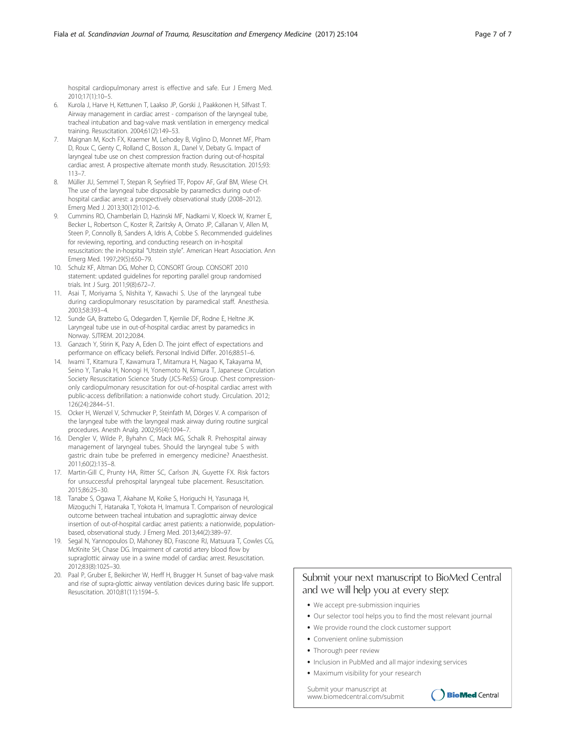hospital cardiopulmonary arrest is effective and safe. Eur J Emerg Med. 2010;17(1):10–5.

6. Kurola J, Harve H, Kettunen T, Laakso JP, Gorski J, Paakkonen H, Silfvast T. Airway management in cardiac arrest - comparison of the laryngeal tube, tracheal intubation and bag-valve mask ventilation in emergency medical training. Resuscitation. 2004;61(2):149–53.
7. Maignan M, Koch FX, Kraemer M, Lehodey B, Viglino D, Monnet MF, Pham D, Roux C, Genty C, Rolland C, Bosson JL, Danel V, Debaty G. Impact of laryngeal tube use on chest compression fraction during out-of-hospital cardiac arrest. A prospective alternate month study. Resuscitation. 2015;93:113–7.
8. Müller JU, Semmel T, Stepan R, Seyfried TF, Popov AF, Graf BM, Wiese CH. The use of the laryngeal tube disposable by paramedics during out-of-hospital cardiac arrest: a prospectively observational study (2008–2012). Emerg Med J. 2013;30(12):1012–6.
9. Cummins RO, Chamberlain D, Hazinski MF, Nadkarni V, Kloeck W, Kramer E, Becker L, Robertson C, Koster R, Zaritsky A, Ornato JP, Callanan V, Allen M, Steen P, Connolly B, Sanders A, Idris A, Cobbe S. Recommended guidelines for reviewing, reporting, and conducting research on in-hospital resuscitation: the in-hospital "Utstein style". American Heart Association. Ann Emerg Med. 1997;29(5):650–79.
10. Schulz KF, Altman DG, Moher D, CONSORT Group. CONSORT 2010 statement: updated guidelines for reporting parallel group randomised trials. Int J Surg. 2011;9(8):672–7.
11. Asai T, Moriyama S, Nishita Y, Kawachi S. Use of the laryngeal tube during cardiopulmonary resuscitation by paramedical staff. Anesthesia. 2003;58:393–4.
12. Sunde GA, Brattebo G, Odegarden T, Kjernlie DF, Rodne E, Heltne JK. Laryngeal tube use in out-of-hospital cardiac arrest by paramedics in Norway. SJTREM. 2012;20:84.
13. Ganzach Y, Stirin K, Pazy A, Eden D. The joint effect of expectations and performance on efficacy beliefs. Personal Individ Differ. 2016;88:51–6.
14. Iwami T, Kitamura T, Kawamura T, Mitamura H, Nagao K, Takayama M, Seino Y, Tanaka H, Nonogi H, Yonemoto N, Kimura T, Japanese Circulation Society Resuscitation Science Study (JCS-ReSS) Group. Chest compression-only cardiopulmonary resuscitation for out-of-hospital cardiac arrest with public-access defibrillation: a nationwide cohort study. Circulation. 2012;126(24):2844–51.
15. Ocker H, Wenzel V, Schmucker P, Steinfath M, Dörges V. A comparison of the laryngeal tube with the laryngeal mask airway during routine surgical procedures. Anesth Analg. 2002;95(4):1094–7.
16. Dengler V, Wilde P, Byhahn C, Mack MG, Schalk R. Prehospital airway management of laryngeal tubes. Should the laryngeal tube S with gastric drain tube be preferred in emergency medicine? Anaesthesist. 2011;60(2):135–8.
17. Martin-Gill C, Prunty HA, Ritter SC, Carlson JN, Guyette FX. Risk factors for unsuccessful prehospital laryngeal tube placement. Resuscitation. 2015;86:25–30.
18. Tanabe S, Ogawa T, Akahane M, Koike S, Horiguchi H, Yasunaga H, Mizoguchi T, Hatanaka T, Yokota H, Imamura T. Comparison of neurological outcome between tracheal intubation and supraglottic airway device insertion of out-of-hospital cardiac arrest patients: a nationwide, population-based, observational study. J Emerg Med. 2013;44(2):389–97.
19. Segal N, Yannopoulos D, Mahoney BD, Frascone RJ, Matsuura T, Cowles CG, McKnite SH, Chase DG. Impairment of carotid artery blood flow by supraglottic airway use in a swine model of cardiac arrest. Resuscitation. 2012;83(8):1025–30.
20. Paal P, Gruber E, Beikircher W, Herff H, Brugger H. Sunset of bag-valve mask and rise of supra-glottic airway ventilation devices during basic life support. Resuscitation. 2010;81(11):1594–5.

Submit your next manuscript to BioMed Central and we will help you at every step:

- We accept pre-submission inquiries
- Our selector tool helps you to find the most relevant journal
- We provide round the clock customer support
- Convenient online submission
- Thorough peer review
- Inclusion in PubMed and all major indexing services
- Maximum visibility for your research

Submit your manuscript at www.biomedcentral.com/submit

BioMed Central